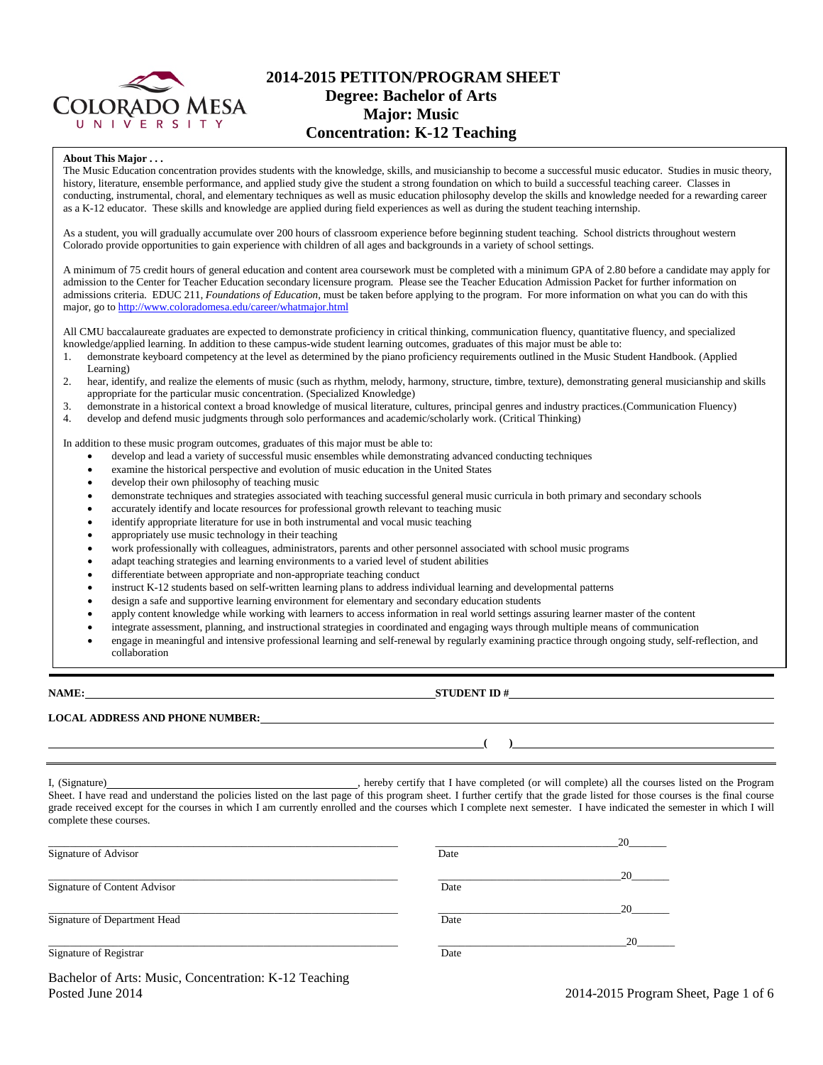# 2014-2015 PETITON/PROGRAM SHEET
## Degree: Bachelor of Arts
## Major: Music
## Concentration: K-12 Teaching

**About This Major . . .**

The Music Education concentration provides students with the knowledge, skills, and musicianship to become a successful music educator. Studies in music theory, history, literature, ensemble performance, and applied study give the student a strong foundation on which to build a successful teaching career. Classes in conducting, instrumental, choral, and elementary techniques as well as music education philosophy develop the skills and knowledge needed for a rewarding career as a K-12 educator. These skills and knowledge are applied during field experiences as well as during the student teaching internship.

As a student, you will gradually accumulate over 200 hours of classroom experience before beginning student teaching. School districts throughout western Colorado provide opportunities to gain experience with children of all ages and backgrounds in a variety of school settings.

A minimum of 75 credit hours of general education and content area coursework must be completed with a minimum GPA of 2.80 before a candidate may apply for admission to the Center for Teacher Education secondary licensure program. Please see the Teacher Education Admission Packet for further information on admissions criteria. EDUC 211, *Foundations of Education*, must be taken before applying to the program. For more information on what you can do with this major, go to http://www.coloradomesa.edu/career/whatmajor.html

All CMU baccalaureate graduates are expected to demonstrate proficiency in critical thinking, communication fluency, quantitative fluency, and specialized knowledge/applied learning. In addition to these campus-wide student learning outcomes, graduates of this major must be able to:

1. demonstrate keyboard competency at the level as determined by the piano proficiency requirements outlined in the Music Student Handbook. (Applied Learning)
2. hear, identify, and realize the elements of music (such as rhythm, melody, harmony, structure, timbre, texture), demonstrating general musicianship and skills appropriate for the particular music concentration. (Specialized Knowledge)
3. demonstrate in a historical context a broad knowledge of musical literature, cultures, principal genres and industry practices.(Communication Fluency)
4. develop and defend music judgments through solo performances and academic/scholarly work. (Critical Thinking)

In addition to these music program outcomes, graduates of this major must be able to:

- develop and lead a variety of successful music ensembles while demonstrating advanced conducting techniques
- examine the historical perspective and evolution of music education in the United States
- develop their own philosophy of teaching music
- demonstrate techniques and strategies associated with teaching successful general music curricula in both primary and secondary schools
- accurately identify and locate resources for professional growth relevant to teaching music
- identify appropriate literature for use in both instrumental and vocal music teaching
- appropriately use music technology in their teaching
- work professionally with colleagues, administrators, parents and other personnel associated with school music programs
- adapt teaching strategies and learning environments to a varied level of student abilities
- differentiate between appropriate and non-appropriate teaching conduct
- instruct K-12 students based on self-written learning plans to address individual learning and developmental patterns
- design a safe and supportive learning environment for elementary and secondary education students
- apply content knowledge while working with learners to access information in real world settings assuring learner master of the content
- integrate assessment, planning, and instructional strategies in coordinated and engaging ways through multiple means of communication
- engage in meaningful and intensive professional learning and self-renewal by regularly examining practice through ongoing study, self-reflection, and collaboration

---

**NAME:** ____________________ **STUDENT ID #** ____________________

**LOCAL ADDRESS AND PHONE NUMBER:** ____________________

____________________ **(    )** ____________________

---

I, (Signature)____________________, hereby certify that I have completed (or will complete) all the courses listed on the Program Sheet. I have read and understand the policies listed on the last page of this program sheet. I further certify that the grade listed for those courses is the final course grade received except for the courses in which I am currently enrolled and the courses which I complete next semester. I have indicated the semester in which I will complete these courses.

| | |
|---|---|
| ____________________ Signature of Advisor | ____________________ 20____ Date |
| ____________________ Signature of Content Advisor | ____________________ 20____ Date |
| ____________________ Signature of Department Head | ____________________ 20____ Date |
| ____________________ Signature of Registrar | ____________________ 20____ Date |

Bachelor of Arts: Music, Concentration: K-12 Teaching
Posted June 2014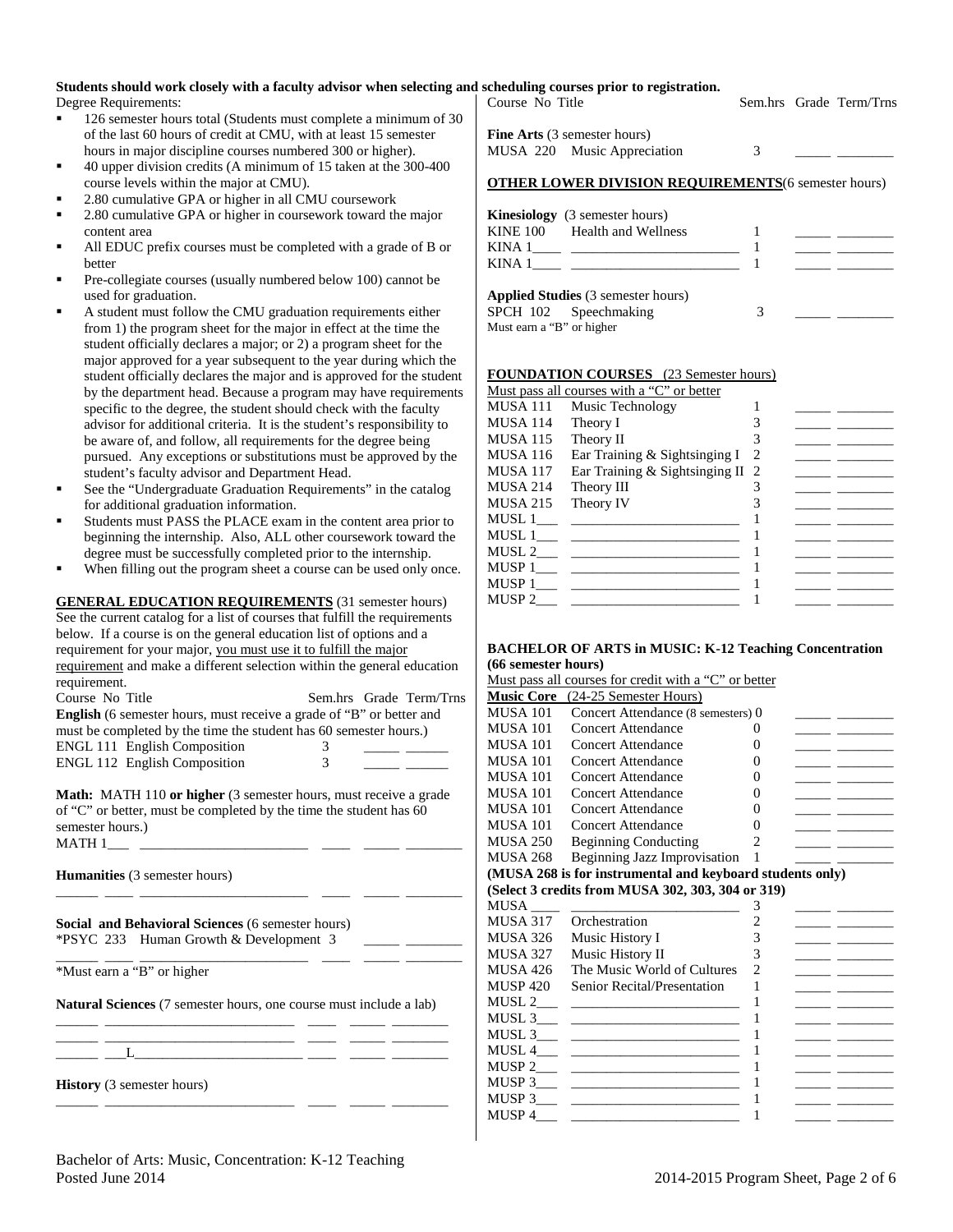**Students should work closely with a faculty advisor when selecting and scheduling courses prior to registration.**

Degree Requirements:

- 126 semester hours total (Students must complete a minimum of 30 of the last 60 hours of credit at CMU, with at least 15 semester hours in major discipline courses numbered 300 or higher).
- 40 upper division credits (A minimum of 15 taken at the 300-400 course levels within the major at CMU).
- 2.80 cumulative GPA or higher in all CMU coursework
- 2.80 cumulative GPA or higher in coursework toward the major content area
- All EDUC prefix courses must be completed with a grade of B or better
- Pre-collegiate courses (usually numbered below 100) cannot be used for graduation.
- A student must follow the CMU graduation requirements either from 1) the program sheet for the major in effect at the time the student officially declares a major; or 2) a program sheet for the major approved for a year subsequent to the year during which the student officially declares the major and is approved for the student by the department head. Because a program may have requirements specific to the degree, the student should check with the faculty advisor for additional criteria. It is the student's responsibility to be aware of, and follow, all requirements for the degree being pursued. Any exceptions or substitutions must be approved by the student's faculty advisor and Department Head.
- See the "Undergraduate Graduation Requirements" in the catalog for additional graduation information.
- Students must PASS the PLACE exam in the content area prior to beginning the internship. Also, ALL other coursework toward the degree must be successfully completed prior to the internship.
- When filling out the program sheet a course can be used only once.

**GENERAL EDUCATION REQUIREMENTS** (31 semester hours)
See the current catalog for a list of courses that fulfill the requirements below. If a course is on the general education list of options and a requirement for your major, you must use it to fulfill the major requirement and make a different selection within the general education requirement.

| Course No | Title | Sem.hrs | Grade | Term/Trns |
|---|---|---|---|---|
| **English** (6 semester hours, must receive a grade of "B" or better and must be completed by the time the student has 60 semester hours.) | | | | |
| ENGL 111 | English Composition | 3 | _____ | ______ |
| ENGL 112 | English Composition | 3 | _____ | ______ |
| **Math:** MATH 110 **or higher** (3 semester hours, must receive a grade of "C" or better, must be completed by the time the student has 60 semester hours.) | | | | |
| MATH 1___ | ________________________ | ____ | _____ | ________ |
| **Humanities** (3 semester hours) | | | | |
| ______ ____ | ________________________ | ____ | _____ | ________ |
| **Social and Behavioral Sciences** (6 semester hours) | | | | |
| *PSYC 233 | Human Growth & Development | 3 | _____ | ________ |
| ______ ____ | ________________________ | ____ | _____ | ________ |
| *Must earn a "B" or higher | | | | |
| **Natural Sciences** (7 semester hours, one course must include a lab) | | | | |
| ______ | ___________________________ | ____ | _____ | ________ |
| ______ | ___________________________ | ____ | _____ | ________ |
| ______ | ___L________________________ | ____ | _____ | ________ |
| **History** (3 semester hours) | | | | |
| ______ | ___________________________ | ____ | _____ | ________ |
| **Fine Arts** (3 semester hours) | | | | |
| MUSA 220 | Music Appreciation | 3 | _____ | ________ |

**OTHER LOWER DIVISION REQUIREMENTS** (6 semester hours)

| Course No | Title | Sem.hrs | Grade | Term/Trns |
|---|---|---|---|---|
| **Kinesiology** (3 semester hours) | | | | |
| KINE 100 | Health and Wellness | 1 | _____ | ________ |
| KINA 1____ | ________________________ | 1 | _____ | ________ |
| KINA 1____ | ________________________ | 1 | _____ | ________ |
| **Applied Studies** (3 semester hours) | | | | |
| SPCH 102 | Speechmaking | 3 | _____ | ________ |
| Must earn a "B" or higher | | | | |

**FOUNDATION COURSES** (23 Semester hours)
Must pass all courses with a "C" or better

| Course No | Title | Sem.hrs | Grade | Term/Trns |
|---|---|---|---|---|
| MUSA 111 | Music Technology | 1 | _____ | ________ |
| MUSA 114 | Theory I | 3 | _____ | ________ |
| MUSA 115 | Theory II | 3 | _____ | ________ |
| MUSA 116 | Ear Training & Sightsinging I | 2 | _____ | ________ |
| MUSA 117 | Ear Training & Sightsinging II | 2 | _____ | ________ |
| MUSA 214 | Theory III | 3 | _____ | ________ |
| MUSA 215 | Theory IV | 3 | _____ | ________ |
| MUSL 1___ | ________________________ | 1 | _____ | ________ |
| MUSL 1___ | ________________________ | 1 | _____ | ________ |
| MUSL 2___ | ________________________ | 1 | _____ | ________ |
| MUSP 1___ | ________________________ | 1 | _____ | ________ |
| MUSP 1___ | ________________________ | 1 | _____ | ________ |
| MUSP 2___ | ________________________ | 1 | _____ | ________ |

**BACHELOR OF ARTS in MUSIC: K-12 Teaching Concentration (66 semester hours)**
Must pass all courses for credit with a "C" or better

| Course No | Title | Sem.hrs | Grade | Term/Trns |
|---|---|---|---|---|
| **Music Core** (24-25 Semester Hours) | | | | |
| MUSA 101 | Concert Attendance (8 semesters) | 0 | _____ | ________ |
| MUSA 101 | Concert Attendance | 0 | _____ | ________ |
| MUSA 101 | Concert Attendance | 0 | _____ | ________ |
| MUSA 101 | Concert Attendance | 0 | _____ | ________ |
| MUSA 101 | Concert Attendance | 0 | _____ | ________ |
| MUSA 101 | Concert Attendance | 0 | _____ | ________ |
| MUSA 101 | Concert Attendance | 0 | _____ | ________ |
| MUSA 101 | Concert Attendance | 0 | _____ | ________ |
| MUSA 250 | Beginning Conducting | 2 | _____ | ________ |
| MUSA 268 | Beginning Jazz Improvisation | 1 | _____ | ________ |
| **(MUSA 268 is for instrumental and keyboard students only)** | | | | |
| **(Select 3 credits from MUSA 302, 303, 304 or 319)** | | | | |
| MUSA ____ | ________________________ | 3 | _____ | ________ |
| MUSA 317 | Orchestration | 2 | _____ | ________ |
| MUSA 326 | Music History I | 3 | _____ | ________ |
| MUSA 327 | Music History II | 3 | _____ | ________ |
| MUSA 426 | The Music World of Cultures | 2 | _____ | ________ |
| MUSP 420 | Senior Recital/Presentation | 1 | _____ | ________ |
| MUSL 2___ | ________________________ | 1 | _____ | ________ |
| MUSL 3___ | ________________________ | 1 | _____ | ________ |
| MUSL 3___ | ________________________ | 1 | _____ | ________ |
| MUSL 4___ | ________________________ | 1 | _____ | ________ |
| MUSP 2___ | ________________________ | 1 | _____ | ________ |
| MUSP 3___ | ________________________ | 1 | _____ | ________ |
| MUSP 3___ | ________________________ | 1 | _____ | ________ |
| MUSP 4___ | ________________________ | 1 | _____ | ________ |

Bachelor of Arts: Music, Concentration: K-12 Teaching
Posted June 2014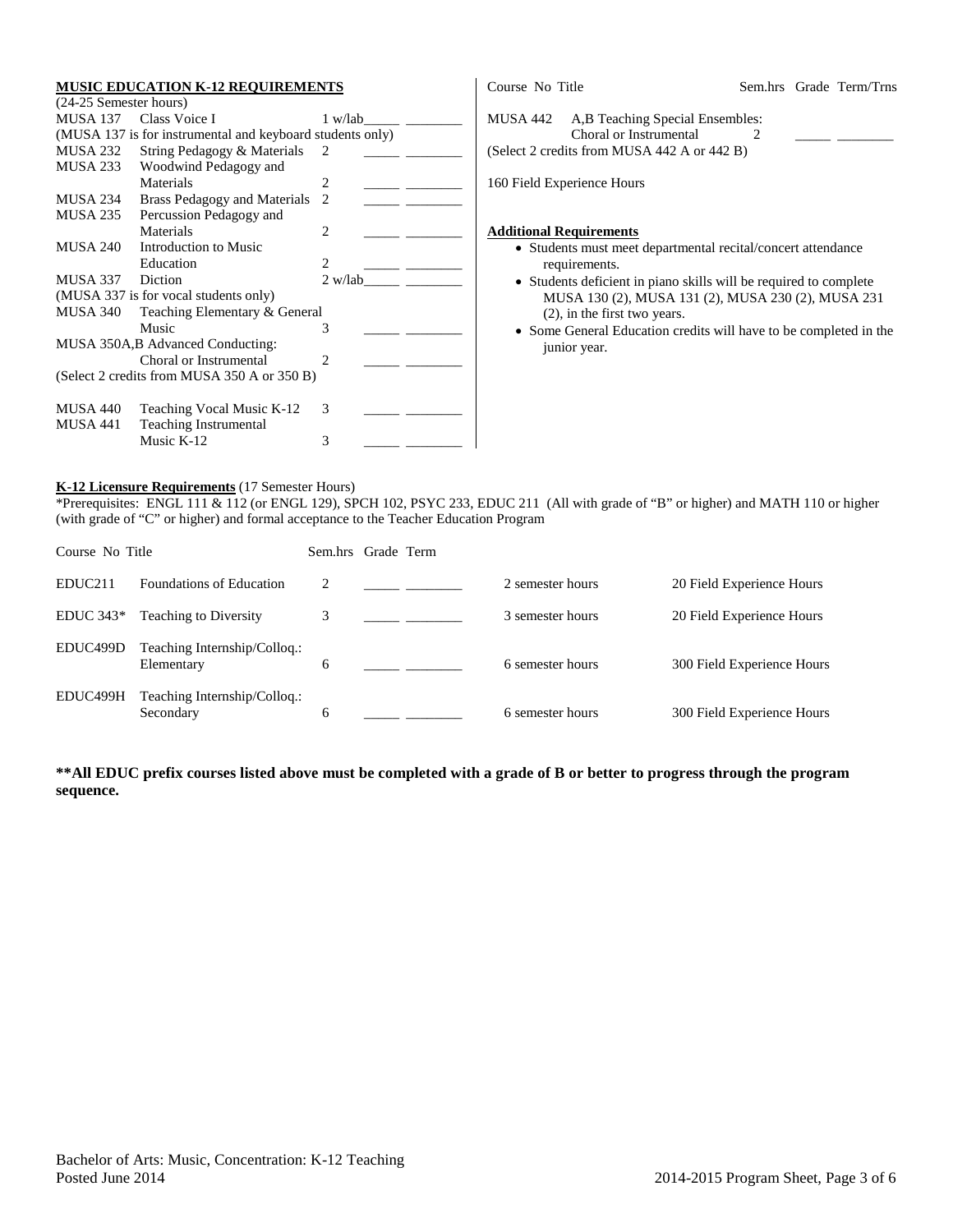**MUSIC EDUCATION K-12 REQUIREMENTS**
(24-25 Semester hours)

| Course No | Title | Sem.hrs | Grade | Term/Trns |
|---|---|---|---|---|
| MUSA 137 | Class Voice I | 1 w/lab | _____ | ________ |
| (MUSA 137 is for instrumental and keyboard students only) | | | | |
| MUSA 232 | String Pedagogy & Materials | 2 | _____ | ________ |
| MUSA 233 | Woodwind Pedagogy and Materials | 2 | _____ | ________ |
| MUSA 234 | Brass Pedagogy and Materials | 2 | _____ | ________ |
| MUSA 235 | Percussion Pedagogy and Materials | 2 | _____ | ________ |
| MUSA 240 | Introduction to Music Education | 2 | _____ | ________ |
| MUSA 337 | Diction | 2 w/lab | _____ | ________ |
| (MUSA 337 is for vocal students only) | | | | |
| MUSA 340 | Teaching Elementary & General Music | 3 | _____ | ________ |
| MUSA 350A,B | Advanced Conducting: Choral or Instrumental | 2 | _____ | ________ |
| (Select 2 credits from MUSA 350 A or 350 B) | | | | |
| MUSA 440 | Teaching Vocal Music K-12 | 3 | _____ | ________ |
| MUSA 441 | Teaching Instrumental Music K-12 | 3 | _____ | ________ |
| MUSA 442 | A,B Teaching Special Ensembles: Choral or Instrumental | 2 | _____ | ________ |
| (Select 2 credits from MUSA 442 A or 442 B) | | | | |

160 Field Experience Hours

**Additional Requirements**

- Students must meet departmental recital/concert attendance requirements.
- Students deficient in piano skills will be required to complete MUSA 130 (2), MUSA 131 (2), MUSA 230 (2), MUSA 231 (2), in the first two years.
- Some General Education credits will have to be completed in the junior year.

**K-12 Licensure Requirements** (17 Semester Hours)
*Prerequisites: ENGL 111 & 112 (or ENGL 129), SPCH 102, PSYC 233, EDUC 211 (All with grade of "B" or higher) and MATH 110 or higher (with grade of "C" or higher) and formal acceptance to the Teacher Education Program

| Course No | Title | Sem.hrs | Grade | Term | | |
|---|---|---|---|---|---|---|
| EDUC211 | Foundations of Education | 2 | _____ | ________ | 2 semester hours | 20 Field Experience Hours |
| EDUC 343* | Teaching to Diversity | 3 | _____ | ________ | 3 semester hours | 20 Field Experience Hours |
| EDUC499D | Teaching Internship/Colloq.: Elementary | 6 | _____ | ________ | 6 semester hours | 300 Field Experience Hours |
| EDUC499H | Teaching Internship/Colloq.: Secondary | 6 | _____ | ________ | 6 semester hours | 300 Field Experience Hours |

****All EDUC prefix courses listed above must be completed with a grade of B or better to progress through the program sequence.**

Bachelor of Arts: Music, Concentration: K-12 Teaching
Posted June 2014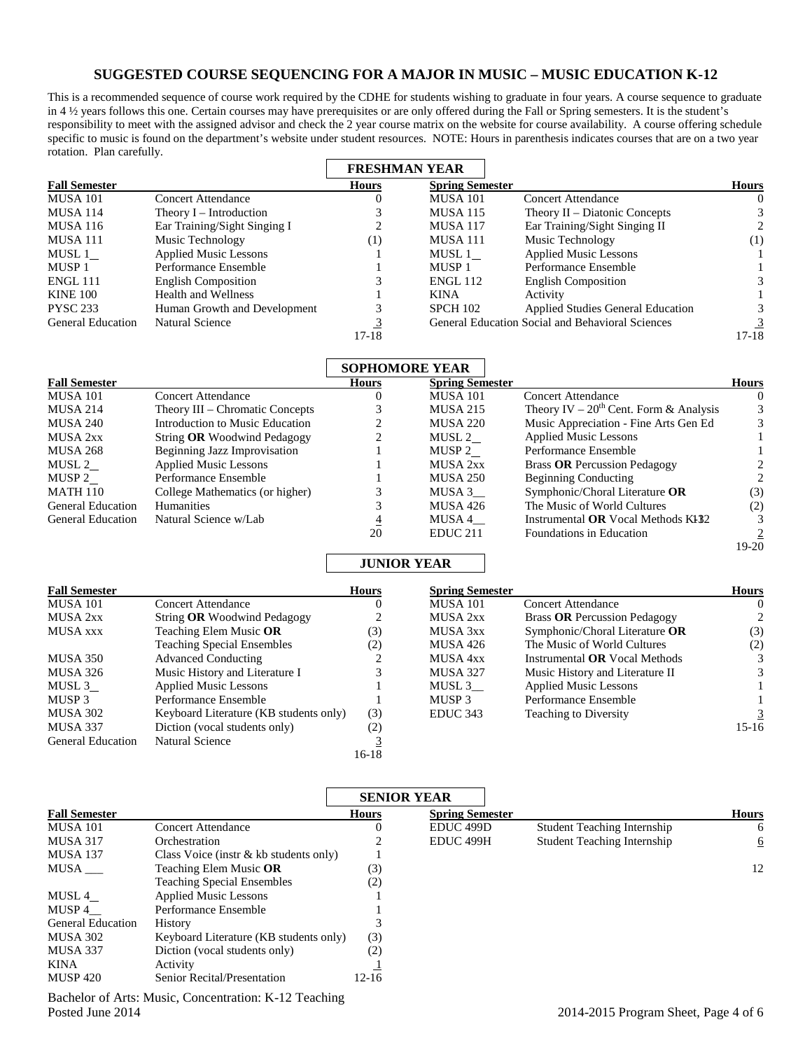# SUGGESTED COURSE SEQUENCING FOR A MAJOR IN MUSIC – MUSIC EDUCATION K-12

This is a recommended sequence of course work required by the CDHE for students wishing to graduate in four years. A course sequence to graduate in 4 ½ years follows this one. Certain courses may have prerequisites or are only offered during the Fall or Spring semesters. It is the student's responsibility to meet with the assigned advisor and check the 2 year course matrix on the website for course availability. A course offering schedule specific to music is found on the department's website under student resources. NOTE: Hours in parenthesis indicates courses that are on a two year rotation. Plan carefully.

## FRESHMAN YEAR

| Fall Semester | | Hours | Spring Semester | | Hours |
|---|---|---|---|---|---|
| MUSA 101 | Concert Attendance | 0 | MUSA 101 | Concert Attendance | 0 |
| MUSA 114 | Theory I – Introduction | 3 | MUSA 115 | Theory II – Diatonic Concepts | 3 |
| MUSA 116 | Ear Training/Sight Singing I | 2 | MUSA 117 | Ear Training/Sight Singing II | 2 |
| MUSA 111 | Music Technology | (1) | MUSA 111 | Music Technology | (1) |
| MUSL 1__ | Applied Music Lessons | 1 | MUSL 1__ | Applied Music Lessons | 1 |
| MUSP 1 | Performance Ensemble | 1 | MUSP 1 | Performance Ensemble | 1 |
| ENGL 111 | English Composition | 3 | ENGL 112 | English Composition | 3 |
| KINE 100 | Health and Wellness | 1 | KINA | Activity | 1 |
| PYSC 233 | Human Growth and Development | 3 | SPCH 102 | Applied Studies General Education | 3 |
| General Education | Natural Science | 3 | General Education | Social and Behavioral Sciences | 3 |
| | | 17-18 | | | 17-18 |

## SOPHOMORE YEAR

| Fall Semester | | Hours | Spring Semester | | Hours |
|---|---|---|---|---|---|
| MUSA 101 | Concert Attendance | 0 | MUSA 101 | Concert Attendance | 0 |
| MUSA 214 | Theory III – Chromatic Concepts | 3 | MUSA 215 | Theory IV – 20th Cent. Form & Analysis | 3 |
| MUSA 240 | Introduction to Music Education | 2 | MUSA 220 | Music Appreciation - Fine Arts Gen Ed | 3 |
| MUSA 2xx | String **OR** Woodwind Pedagogy | 2 | MUSL 2__ | Applied Music Lessons | 1 |
| MUSA 268 | Beginning Jazz Improvisation | 1 | MUSP 2__ | Performance Ensemble | 1 |
| MUSL 2__ | Applied Music Lessons | 1 | MUSA 2xx | Brass **OR** Percussion Pedagogy | 2 |
| MUSP 2__ | Performance Ensemble | 1 | MUSA 250 | Beginning Conducting | 2 |
| MATH 110 | College Mathematics (or higher) | 3 | MUSA 3__ | Symphonic/Choral Literature **OR** | (3) |
| General Education | Humanities | 3 | MUSA 426 | The Music of World Cultures | (2) |
| General Education | Natural Science w/Lab | 4 | MUSA 4__ | Instrumental **OR** Vocal Methods K-12 | 3 |
| | | 20 | EDUC 211 | Foundations in Education | 2 |
| | | | | | 19-20 |

## JUNIOR YEAR

| Fall Semester | | Hours | Spring Semester | | Hours |
|---|---|---|---|---|---|
| MUSA 101 | Concert Attendance | 0 | MUSA 101 | Concert Attendance | 0 |
| MUSA 2xx | String **OR** Woodwind Pedagogy | 2 | MUSA 2xx | Brass **OR** Percussion Pedagogy | 2 |
| MUSA xxx | Teaching Elem Music **OR** | (3) | MUSA 3xx | Symphonic/Choral Literature **OR** | (3) |
| | Teaching Special Ensembles | (2) | MUSA 426 | The Music of World Cultures | (2) |
| MUSA 350 | Advanced Conducting | 2 | MUSA 4xx | Instrumental **OR** Vocal Methods | 3 |
| MUSA 326 | Music History and Literature I | 3 | MUSA 327 | Music History and Literature II | 3 |
| MUSL 3__ | Applied Music Lessons | 1 | MUSL 3__ | Applied Music Lessons | 1 |
| MUSP 3 | Performance Ensemble | 1 | MUSP 3 | Performance Ensemble | 1 |
| MUSA 302 | Keyboard Literature (KB students only) | (3) | EDUC 343 | Teaching to Diversity | 3 |
| MUSA 337 | Diction (vocal students only) | (2) | | | 15-16 |
| General Education | Natural Science | 3 | | | |
| | | 16-18 | | | |

## SENIOR YEAR

| Fall Semester | | Hours | Spring Semester | | Hours |
|---|---|---|---|---|---|
| MUSA 101 | Concert Attendance | 0 | EDUC 499D | Student Teaching Internship | 6 |
| MUSA 317 | Orchestration | 2 | EDUC 499H | Student Teaching Internship | 6 |
| MUSA 137 | Class Voice (instr & kb students only) | 1 | | | |
| MUSA ___ | Teaching Elem Music **OR** | (3) | | | 12 |
| | Teaching Special Ensembles | (2) | | | |
| MUSL 4__ | Applied Music Lessons | 1 | | | |
| MUSP 4__ | Performance Ensemble | 1 | | | |
| General Education | History | 3 | | | |
| MUSA 302 | Keyboard Literature (KB students only) | (3) | | | |
| MUSA 337 | Diction (vocal students only) | (2) | | | |
| KINA | Activity | 1 | | | |
| MUSP 420 | Senior Recital/Presentation | 12-16 | | | |

Bachelor of Arts: Music, Concentration: K-12 Teaching
Posted June 2014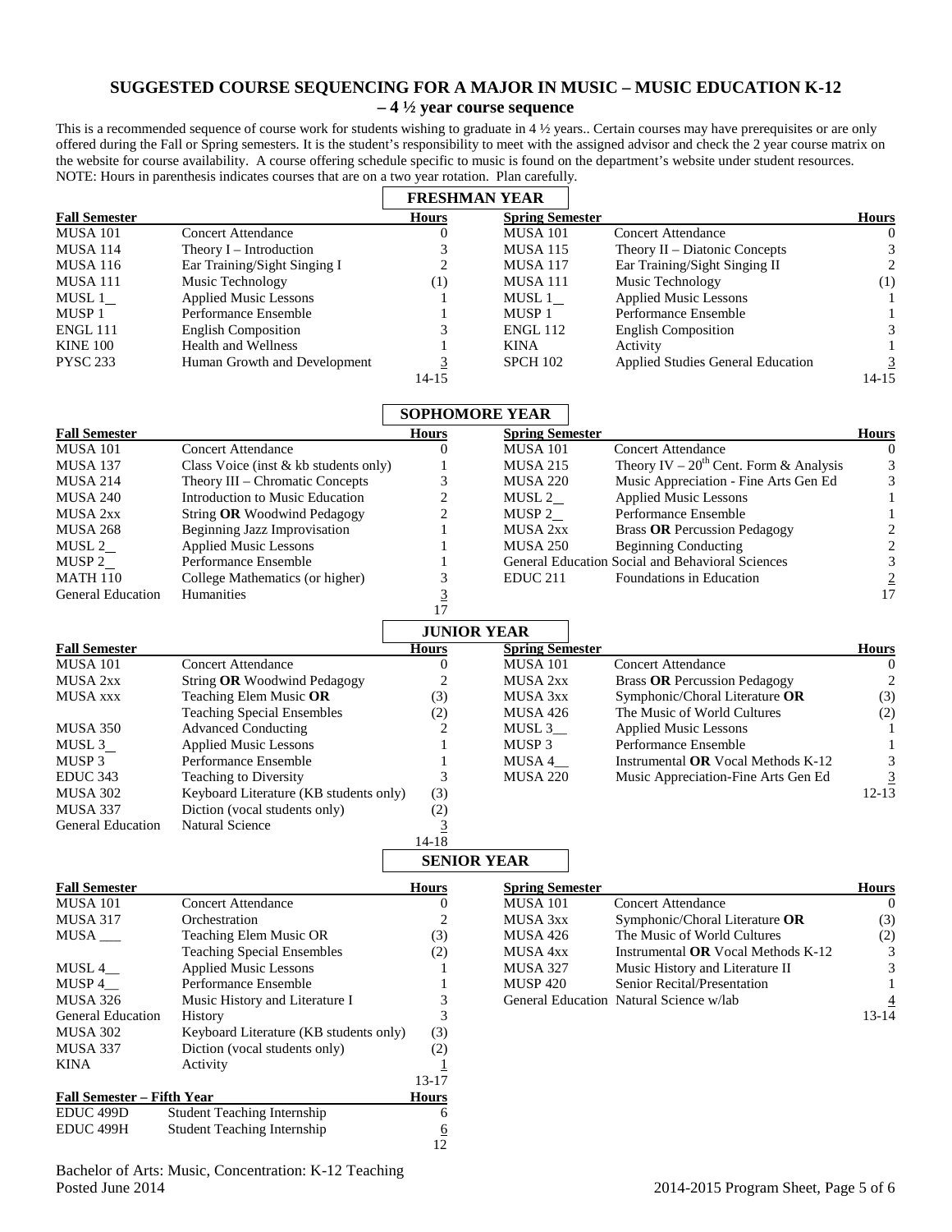# SUGGESTED COURSE SEQUENCING FOR A MAJOR IN MUSIC – MUSIC EDUCATION K-12 – 4 ½ year course sequence

This is a recommended sequence of course work for students wishing to graduate in 4 ½ years.. Certain courses may have prerequisites or are only offered during the Fall or Spring semesters. It is the student's responsibility to meet with the assigned advisor and check the 2 year course matrix on the website for course availability. A course offering schedule specific to music is found on the department's website under student resources. NOTE: Hours in parenthesis indicates courses that are on a two year rotation. Plan carefully.

## FRESHMAN YEAR

| Fall Semester | | Hours | Spring Semester | | Hours |
|---|---|---|---|---|---|
| MUSA 101 | Concert Attendance | 0 | MUSA 101 | Concert Attendance | 0 |
| MUSA 114 | Theory I – Introduction | 3 | MUSA 115 | Theory II – Diatonic Concepts | 3 |
| MUSA 116 | Ear Training/Sight Singing I | 2 | MUSA 117 | Ear Training/Sight Singing II | 2 |
| MUSA 111 | Music Technology | (1) | MUSA 111 | Music Technology | (1) |
| MUSL 1__ | Applied Music Lessons | 1 | MUSL 1__ | Applied Music Lessons | 1 |
| MUSP 1 | Performance Ensemble | 1 | MUSP 1 | Performance Ensemble | 1 |
| ENGL 111 | English Composition | 3 | ENGL 112 | English Composition | 3 |
| KINE 100 | Health and Wellness | 1 | KINA | Activity | 1 |
| PYSC 233 | Human Growth and Development | 3 | SPCH 102 | Applied Studies General Education | 3 |
| | | 14-15 | | | 14-15 |

## SOPHOMORE YEAR

| Fall Semester | | Hours | Spring Semester | | Hours |
|---|---|---|---|---|---|
| MUSA 101 | Concert Attendance | 0 | MUSA 101 | Concert Attendance | 0 |
| MUSA 137 | Class Voice (inst & kb students only) | 1 | MUSA 215 | Theory IV – 20th Cent. Form & Analysis | 3 |
| MUSA 214 | Theory III – Chromatic Concepts | 3 | MUSA 220 | Music Appreciation - Fine Arts Gen Ed | 3 |
| MUSA 240 | Introduction to Music Education | 2 | MUSL 2__ | Applied Music Lessons | 1 |
| MUSA 2xx | String **OR** Woodwind Pedagogy | 2 | MUSP 2__ | Performance Ensemble | 1 |
| MUSA 268 | Beginning Jazz Improvisation | 1 | MUSA 2xx | Brass **OR** Percussion Pedagogy | 2 |
| MUSL 2__ | Applied Music Lessons | 1 | MUSA 250 | Beginning Conducting | 2 |
| MUSP 2__ | Performance Ensemble | 1 | General Education | Social and Behavioral Sciences | 3 |
| MATH 110 | College Mathematics (or higher) | 3 | EDUC 211 | Foundations in Education | 2 |
| General Education | Humanities | 3 | | | 17 |
| | | 17 | | | |

## JUNIOR YEAR

| Fall Semester | | Hours | Spring Semester | | Hours |
|---|---|---|---|---|---|
| MUSA 101 | Concert Attendance | 0 | MUSA 101 | Concert Attendance | 0 |
| MUSA 2xx | String **OR** Woodwind Pedagogy | 2 | MUSA 2xx | Brass **OR** Percussion Pedagogy | 2 |
| MUSA xxx | Teaching Elem Music **OR** | (3) | MUSA 3xx | Symphonic/Choral Literature **OR** | (3) |
| | Teaching Special Ensembles | (2) | MUSA 426 | The Music of World Cultures | (2) |
| MUSA 350 | Advanced Conducting | 2 | MUSL 3__ | Applied Music Lessons | 1 |
| MUSL 3__ | Applied Music Lessons | 1 | MUSP 3 | Performance Ensemble | 1 |
| MUSP 3 | Performance Ensemble | 1 | MUSA 4__ | Instrumental **OR** Vocal Methods K-12 | 3 |
| EDUC 343 | Teaching to Diversity | 3 | MUSA 220 | Music Appreciation-Fine Arts Gen Ed | 3 |
| MUSA 302 | Keyboard Literature (KB students only) | (3) | | | 12-13 |
| MUSA 337 | Diction (vocal students only) | (2) | | | |
| General Education | Natural Science | 3 | | | |
| | | 14-18 | | | |

## SENIOR YEAR

| Fall Semester | | Hours | Spring Semester | | Hours |
|---|---|---|---|---|---|
| MUSA 101 | Concert Attendance | 0 | MUSA 101 | Concert Attendance | 0 |
| MUSA 317 | Orchestration | 2 | MUSA 3xx | Symphonic/Choral Literature **OR** | (3) |
| MUSA ___ | Teaching Elem Music OR | (3) | MUSA 426 | The Music of World Cultures | (2) |
| | Teaching Special Ensembles | (2) | MUSA 4xx | Instrumental **OR** Vocal Methods K-12 | 3 |
| MUSL 4__ | Applied Music Lessons | 1 | MUSA 327 | Music History and Literature II | 3 |
| MUSP 4__ | Performance Ensemble | 1 | MUSP 420 | Senior Recital/Presentation | 1 |
| MUSA 326 | Music History and Literature I | 3 | General Education | Natural Science w/lab | 4 |
| General Education | History | 3 | | | 13-14 |
| MUSA 302 | Keyboard Literature (KB students only) | (3) | | | |
| MUSA 337 | Diction (vocal students only) | (2) | | | |
| KINA | Activity | 1 | | | |
| | | 13-17 | | | |

| Fall Semester – Fifth Year | | Hours |
|---|---|---|
| EDUC 499D | Student Teaching Internship | 6 |
| EDUC 499H | Student Teaching Internship | 6 |
| | | 12 |

Bachelor of Arts: Music, Concentration: K-12 Teaching
Posted June 2014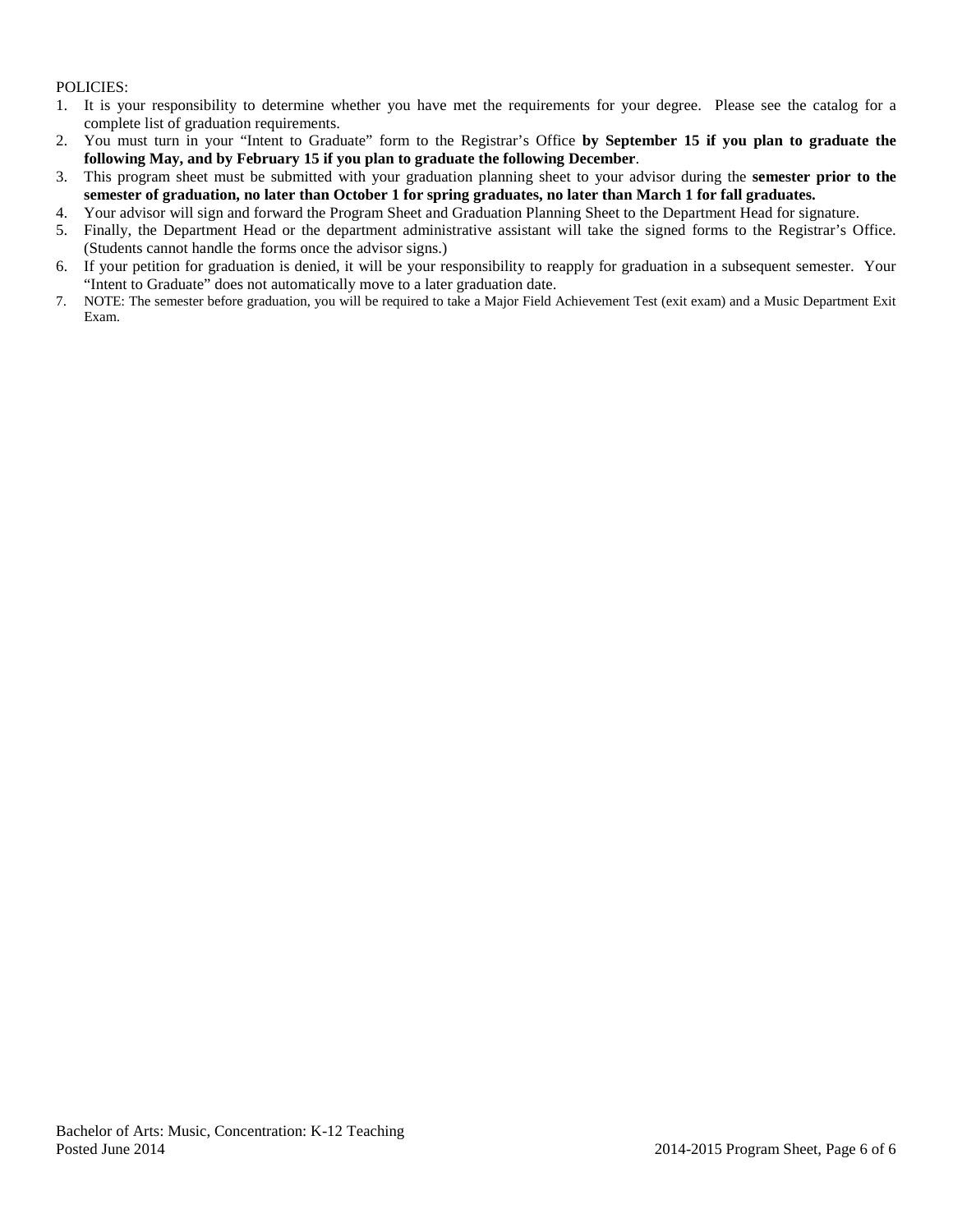POLICIES:

1. It is your responsibility to determine whether you have met the requirements for your degree. Please see the catalog for a complete list of graduation requirements.
2. You must turn in your "Intent to Graduate" form to the Registrar's Office **by September 15 if you plan to graduate the following May, and by February 15 if you plan to graduate the following December**.
3. This program sheet must be submitted with your graduation planning sheet to your advisor during the **semester prior to the semester of graduation, no later than October 1 for spring graduates, no later than March 1 for fall graduates.**
4. Your advisor will sign and forward the Program Sheet and Graduation Planning Sheet to the Department Head for signature.
5. Finally, the Department Head or the department administrative assistant will take the signed forms to the Registrar's Office. (Students cannot handle the forms once the advisor signs.)
6. If your petition for graduation is denied, it will be your responsibility to reapply for graduation in a subsequent semester. Your "Intent to Graduate" does not automatically move to a later graduation date.
7. NOTE: The semester before graduation, you will be required to take a Major Field Achievement Test (exit exam) and a Music Department Exit Exam.